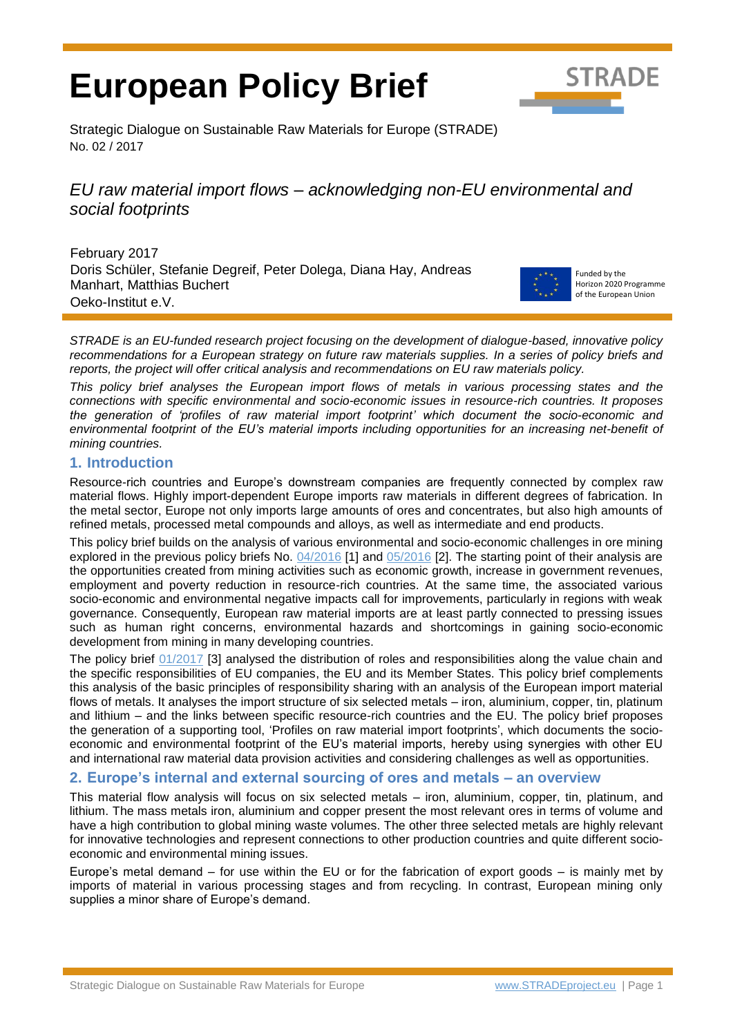# European Policy Brief

Strategic Dialogue on Sustainable Raw Materials for Europe (STRADE)
No. 02 / 2017

## *EU raw material import flows – acknowledging non-EU environmental and social footprints*

February 2017
Doris Schüler, Stefanie Degreif, Peter Dolega, Diana Hay, Andreas Manhart, Matthias Buchert
Oeko-Institut e.V.

Funded by the Horizon 2020 Programme of the European Union

*STRADE is an EU-funded research project focusing on the development of dialogue-based, innovative policy recommendations for a European strategy on future raw materials supplies. In a series of policy briefs and reports, the project will offer critical analysis and recommendations on EU raw materials policy.*

*This policy brief analyses the European import flows of metals in various processing states and the connections with specific environmental and socio-economic issues in resource-rich countries. It proposes the generation of 'profiles of raw material import footprint' which document the socio-economic and environmental footprint of the EU's material imports including opportunities for an increasing net-benefit of mining countries.*

## 1. Introduction

Resource-rich countries and Europe's downstream companies are frequently connected by complex raw material flows. Highly import-dependent Europe imports raw materials in different degrees of fabrication. In the metal sector, Europe not only imports large amounts of ores and concentrates, but also high amounts of refined metals, processed metal compounds and alloys, as well as intermediate and end products.

This policy brief builds on the analysis of various environmental and socio-economic challenges in ore mining explored in the previous policy briefs No. 04/2016 [1] and 05/2016 [2]. The starting point of their analysis are the opportunities created from mining activities such as economic growth, increase in government revenues, employment and poverty reduction in resource-rich countries. At the same time, the associated various socio-economic and environmental negative impacts call for improvements, particularly in regions with weak governance. Consequently, European raw material imports are at least partly connected to pressing issues such as human right concerns, environmental hazards and shortcomings in gaining socio-economic development from mining in many developing countries.

The policy brief 01/2017 [3] analysed the distribution of roles and responsibilities along the value chain and the specific responsibilities of EU companies, the EU and its Member States. This policy brief complements this analysis of the basic principles of responsibility sharing with an analysis of the European import material flows of metals. It analyses the import structure of six selected metals – iron, aluminium, copper, tin, platinum and lithium – and the links between specific resource-rich countries and the EU. The policy brief proposes the generation of a supporting tool, 'Profiles on raw material import footprints', which documents the socio-economic and environmental footprint of the EU's material imports, hereby using synergies with other EU and international raw material data provision activities and considering challenges as well as opportunities.

## 2. Europe's internal and external sourcing of ores and metals – an overview

This material flow analysis will focus on six selected metals – iron, aluminium, copper, tin, platinum, and lithium. The mass metals iron, aluminium and copper present the most relevant ores in terms of volume and have a high contribution to global mining waste volumes. The other three selected metals are highly relevant for innovative technologies and represent connections to other production countries and quite different socio-economic and environmental mining issues.

Europe's metal demand – for use within the EU or for the fabrication of export goods – is mainly met by imports of material in various processing stages and from recycling. In contrast, European mining only supplies a minor share of Europe's demand.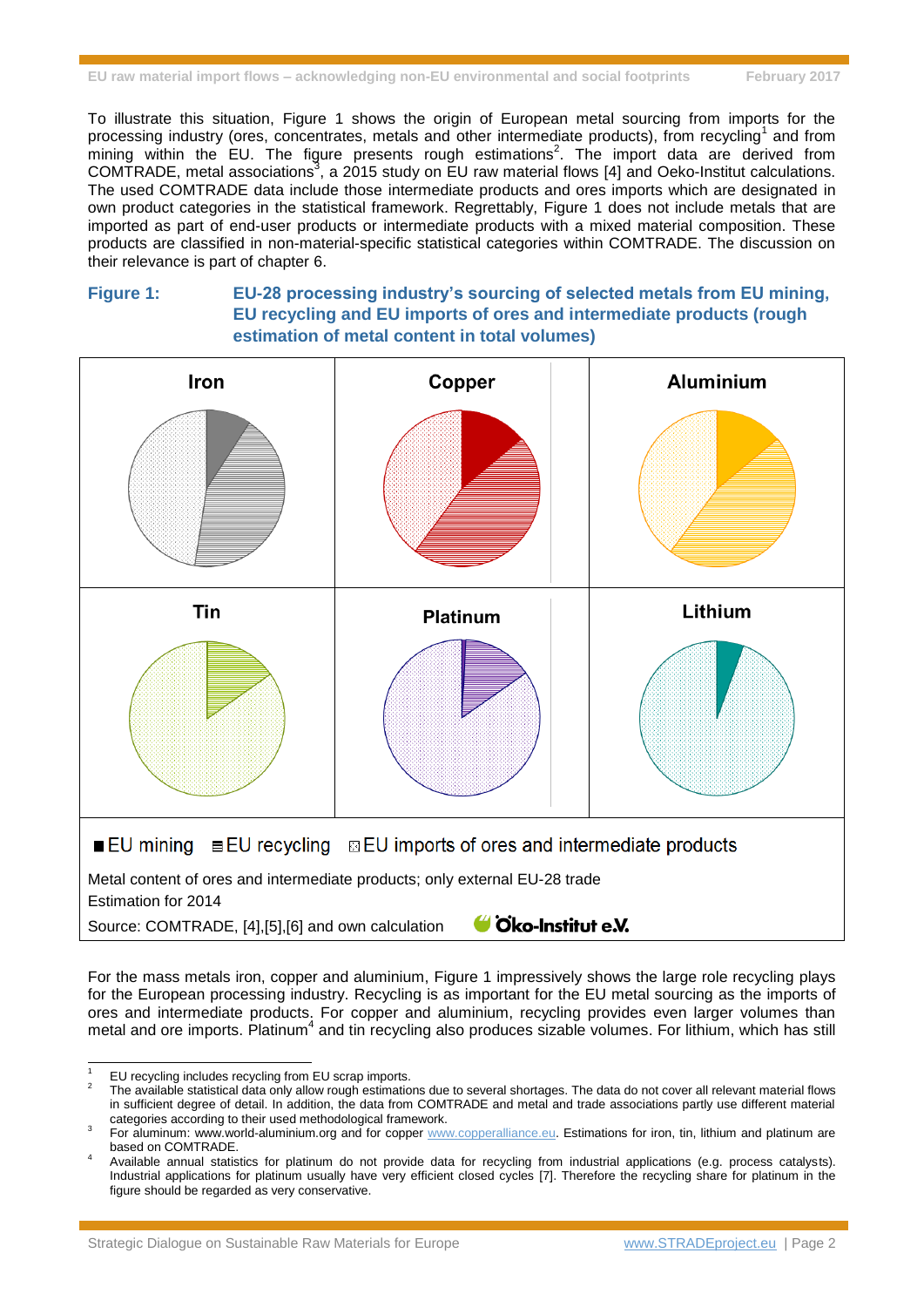To illustrate this situation, Figure 1 shows the origin of European metal sourcing from imports for the processing industry (ores, concentrates, metals and other intermediate products), from recycling[1] and from mining within the EU. The figure presents rough estimations[2]. The import data are derived from COMTRADE, metal associations[3], a 2015 study on EU raw material flows [4] and Oeko-Institut calculations. The used COMTRADE data include those intermediate products and ores imports which are designated in own product categories in the statistical framework. Regrettably, Figure 1 does not include metals that are imported as part of end-user products or intermediate products with a mixed material composition. These products are classified in non-material-specific statistical categories within COMTRADE. The discussion on their relevance is part of chapter 6.

**Figure 1: EU-28 processing industry's sourcing of selected metals from EU mining, EU recycling and EU imports of ores and intermediate products (rough estimation of metal content in total volumes)**

Iron | Copper | Aluminium | Tin | Platinum | Lithium

■ EU mining ≡ EU recycling ⊠ EU imports of ores and intermediate products

Metal content of ores and intermediate products; only external EU-28 trade

Estimation for 2014

Source: COMTRADE, [4],[5],[6] and own calculation Öko-Institut e.V.

For the mass metals iron, copper and aluminium, Figure 1 impressively shows the large role recycling plays for the European processing industry. Recycling is as important for the EU metal sourcing as the imports of ores and intermediate products. For copper and aluminium, recycling provides even larger volumes than metal and ore imports. Platinum[4] and tin recycling also produces sizable volumes. For lithium, which has still

---

[1] EU recycling includes recycling from EU scrap imports.

[2] The available statistical data only allow rough estimations due to several shortages. The data do not cover all relevant material flows in sufficient degree of detail. In addition, the data from COMTRADE and metal and trade associations partly use different material categories according to their used methodological framework.

[3] For aluminum: www.world-aluminium.org and for copper www.copperalliance.eu. Estimations for iron, tin, lithium and platinum are based on COMTRADE.

[4] Available annual statistics for platinum do not provide data for recycling from industrial applications (e.g. process catalysts). Industrial applications for platinum usually have very efficient closed cycles [7]. Therefore the recycling share for platinum in the figure should be regarded as very conservative.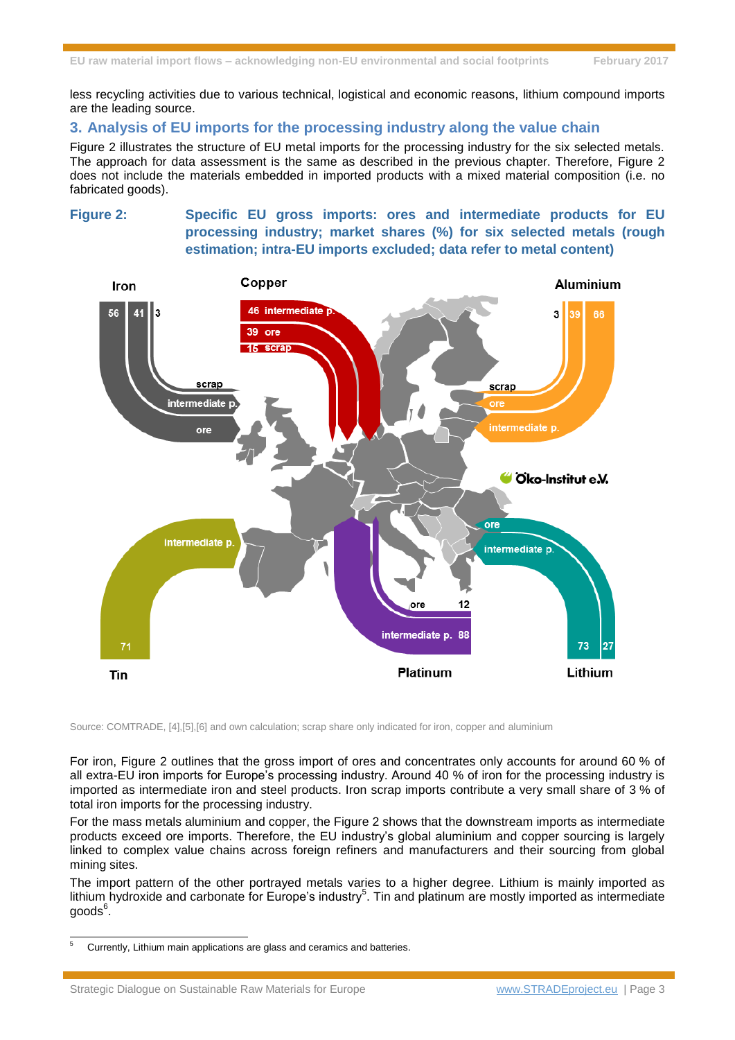less recycling activities due to various technical, logistical and economic reasons, lithium compound imports are the leading source.

## 3. Analysis of EU imports for the processing industry along the value chain

Figure 2 illustrates the structure of EU metal imports for the processing industry for the six selected metals. The approach for data assessment is the same as described in the previous chapter. Therefore, Figure 2 does not include the materials embedded in imported products with a mixed material composition (i.e. no fabricated goods).

**Figure 2: Specific EU gross imports: ores and intermediate products for EU processing industry; market shares (%) for six selected metals (rough estimation; intra-EU imports excluded; data refer to metal content)**

Source: COMTRADE, [4],[5],[6] and own calculation; scrap share only indicated for iron, copper and aluminium

For iron, Figure 2 outlines that the gross import of ores and concentrates only accounts for around 60 % of all extra-EU iron imports for Europe's processing industry. Around 40 % of iron for the processing industry is imported as intermediate iron and steel products. Iron scrap imports contribute a very small share of 3 % of total iron imports for the processing industry.

For the mass metals aluminium and copper, the Figure 2 shows that the downstream imports as intermediate products exceed ore imports. Therefore, the EU industry's global aluminium and copper sourcing is largely linked to complex value chains across foreign refiners and manufacturers and their sourcing from global mining sites.

The import pattern of the other portrayed metals varies to a higher degree. Lithium is mainly imported as lithium hydroxide and carbonate for Europe's industry[5]. Tin and platinum are mostly imported as intermediate goods[6].

---

[5] Currently, Lithium main applications are glass and ceramics and batteries.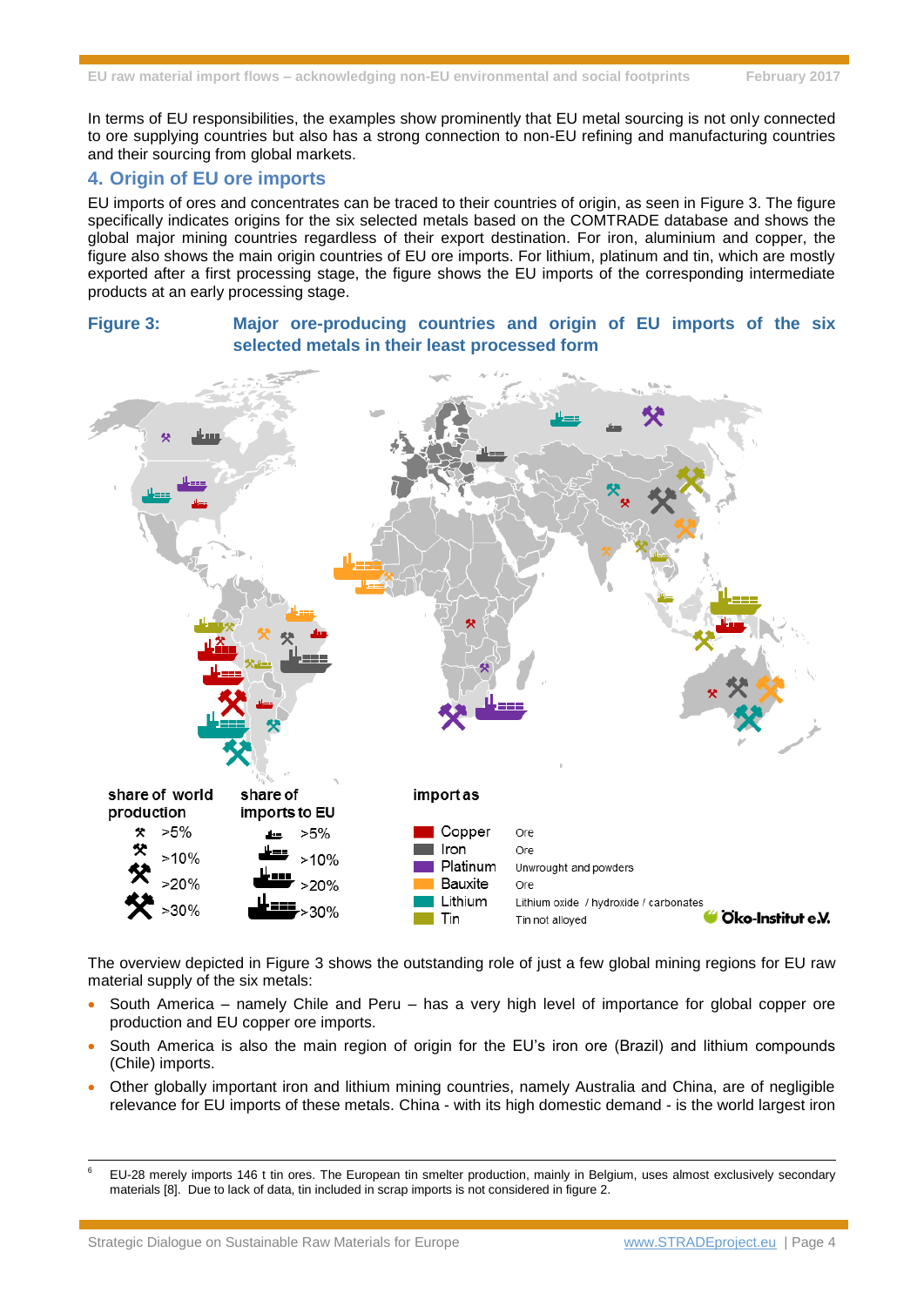In terms of EU responsibilities, the examples show prominently that EU metal sourcing is not only connected to ore supplying countries but also has a strong connection to non-EU refining and manufacturing countries and their sourcing from global markets.

## 4. Origin of EU ore imports

EU imports of ores and concentrates can be traced to their countries of origin, as seen in Figure 3. The figure specifically indicates origins for the six selected metals based on the COMTRADE database and shows the global major mining countries regardless of their export destination. For iron, aluminium and copper, the figure also shows the main origin countries of EU ore imports. For lithium, platinum and tin, which are mostly exported after a first processing stage, the figure shows the EU imports of the corresponding intermediate products at an early processing stage.

**Figure 3: Major ore-producing countries and origin of EU imports of the six selected metals in their least processed form**

share of world production: >5%, >10%, >20%, >30%

share of imports to EU: >5%, >10%, >20%, >30%

import as:

| Metal | Import as |
|---|---|
| Copper | Ore |
| Iron | Ore |
| Platinum | Unwrought and powders |
| Bauxite | Ore |
| Lithium | Lithium oxide / hydroxide / carbonates |
| Tin | Tin not alloyed |

Öko-Institut e.V.

The overview depicted in Figure 3 shows the outstanding role of just a few global mining regions for EU raw material supply of the six metals:

- South America – namely Chile and Peru – has a very high level of importance for global copper ore production and EU copper ore imports.
- South America is also the main region of origin for the EU's iron ore (Brazil) and lithium compounds (Chile) imports.
- Other globally important iron and lithium mining countries, namely Australia and China, are of negligible relevance for EU imports of these metals. China - with its high domestic demand - is the world largest iron

[6] EU-28 merely imports 146 t tin ores. The European tin smelter production, mainly in Belgium, uses almost exclusively secondary materials [8]. Due to lack of data, tin included in scrap imports is not considered in figure 2.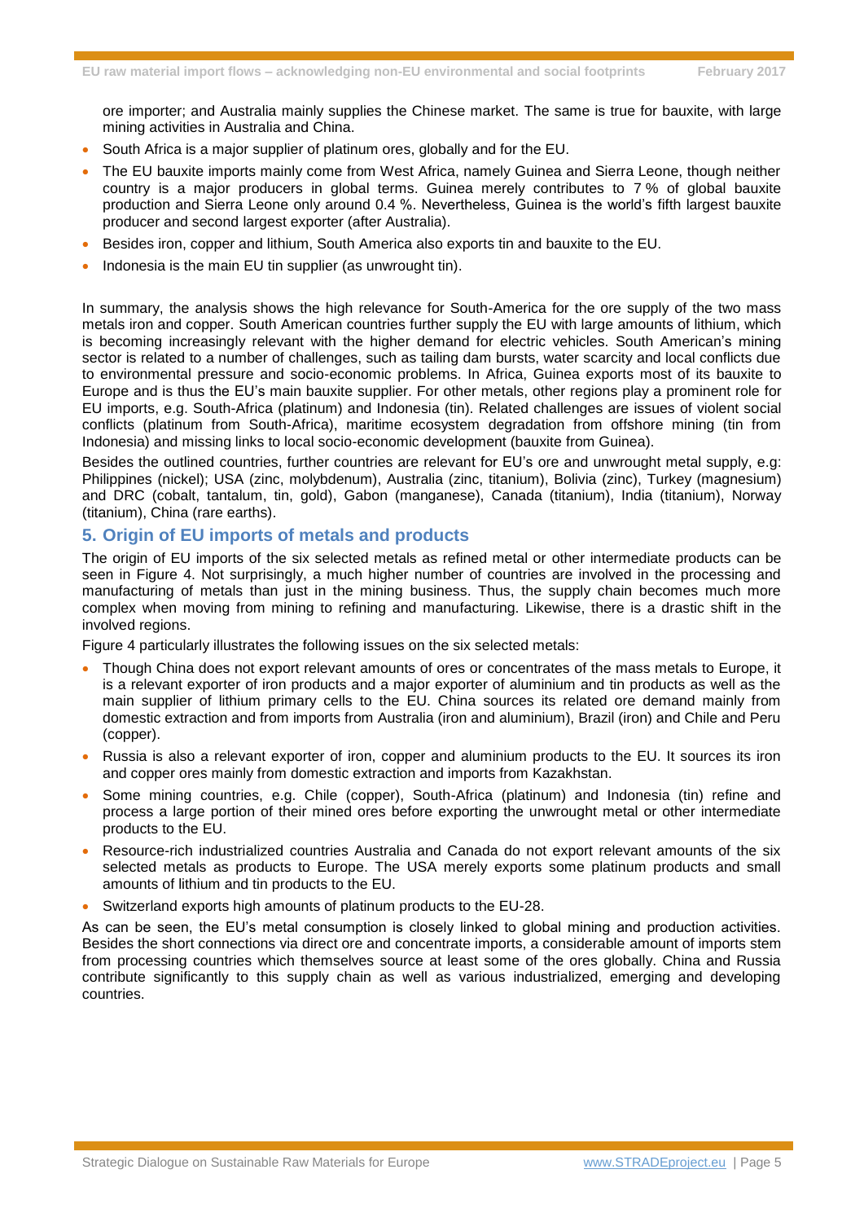ore importer; and Australia mainly supplies the Chinese market. The same is true for bauxite, with large mining activities in Australia and China.

- South Africa is a major supplier of platinum ores, globally and for the EU.
- The EU bauxite imports mainly come from West Africa, namely Guinea and Sierra Leone, though neither country is a major producers in global terms. Guinea merely contributes to 7 % of global bauxite production and Sierra Leone only around 0.4 %. Nevertheless, Guinea is the world's fifth largest bauxite producer and second largest exporter (after Australia).
- Besides iron, copper and lithium, South America also exports tin and bauxite to the EU.
- Indonesia is the main EU tin supplier (as unwrought tin).

In summary, the analysis shows the high relevance for South-America for the ore supply of the two mass metals iron and copper. South American countries further supply the EU with large amounts of lithium, which is becoming increasingly relevant with the higher demand for electric vehicles. South American's mining sector is related to a number of challenges, such as tailing dam bursts, water scarcity and local conflicts due to environmental pressure and socio-economic problems. In Africa, Guinea exports most of its bauxite to Europe and is thus the EU's main bauxite supplier. For other metals, other regions play a prominent role for EU imports, e.g. South-Africa (platinum) and Indonesia (tin). Related challenges are issues of violent social conflicts (platinum from South-Africa), maritime ecosystem degradation from offshore mining (tin from Indonesia) and missing links to local socio-economic development (bauxite from Guinea).

Besides the outlined countries, further countries are relevant for EU's ore and unwrought metal supply, e.g: Philippines (nickel); USA (zinc, molybdenum), Australia (zinc, titanium), Bolivia (zinc), Turkey (magnesium) and DRC (cobalt, tantalum, tin, gold), Gabon (manganese), Canada (titanium), India (titanium), Norway (titanium), China (rare earths).

## 5. Origin of EU imports of metals and products

The origin of EU imports of the six selected metals as refined metal or other intermediate products can be seen in Figure 4. Not surprisingly, a much higher number of countries are involved in the processing and manufacturing of metals than just in the mining business. Thus, the supply chain becomes much more complex when moving from mining to refining and manufacturing. Likewise, there is a drastic shift in the involved regions.

Figure 4 particularly illustrates the following issues on the six selected metals:

- Though China does not export relevant amounts of ores or concentrates of the mass metals to Europe, it is a relevant exporter of iron products and a major exporter of aluminium and tin products as well as the main supplier of lithium primary cells to the EU. China sources its related ore demand mainly from domestic extraction and from imports from Australia (iron and aluminium), Brazil (iron) and Chile and Peru (copper).
- Russia is also a relevant exporter of iron, copper and aluminium products to the EU. It sources its iron and copper ores mainly from domestic extraction and imports from Kazakhstan.
- Some mining countries, e.g. Chile (copper), South-Africa (platinum) and Indonesia (tin) refine and process a large portion of their mined ores before exporting the unwrought metal or other intermediate products to the EU.
- Resource-rich industrialized countries Australia and Canada do not export relevant amounts of the six selected metals as products to Europe. The USA merely exports some platinum products and small amounts of lithium and tin products to the EU.
- Switzerland exports high amounts of platinum products to the EU-28.

As can be seen, the EU's metal consumption is closely linked to global mining and production activities. Besides the short connections via direct ore and concentrate imports, a considerable amount of imports stem from processing countries which themselves source at least some of the ores globally. China and Russia contribute significantly to this supply chain as well as various industrialized, emerging and developing countries.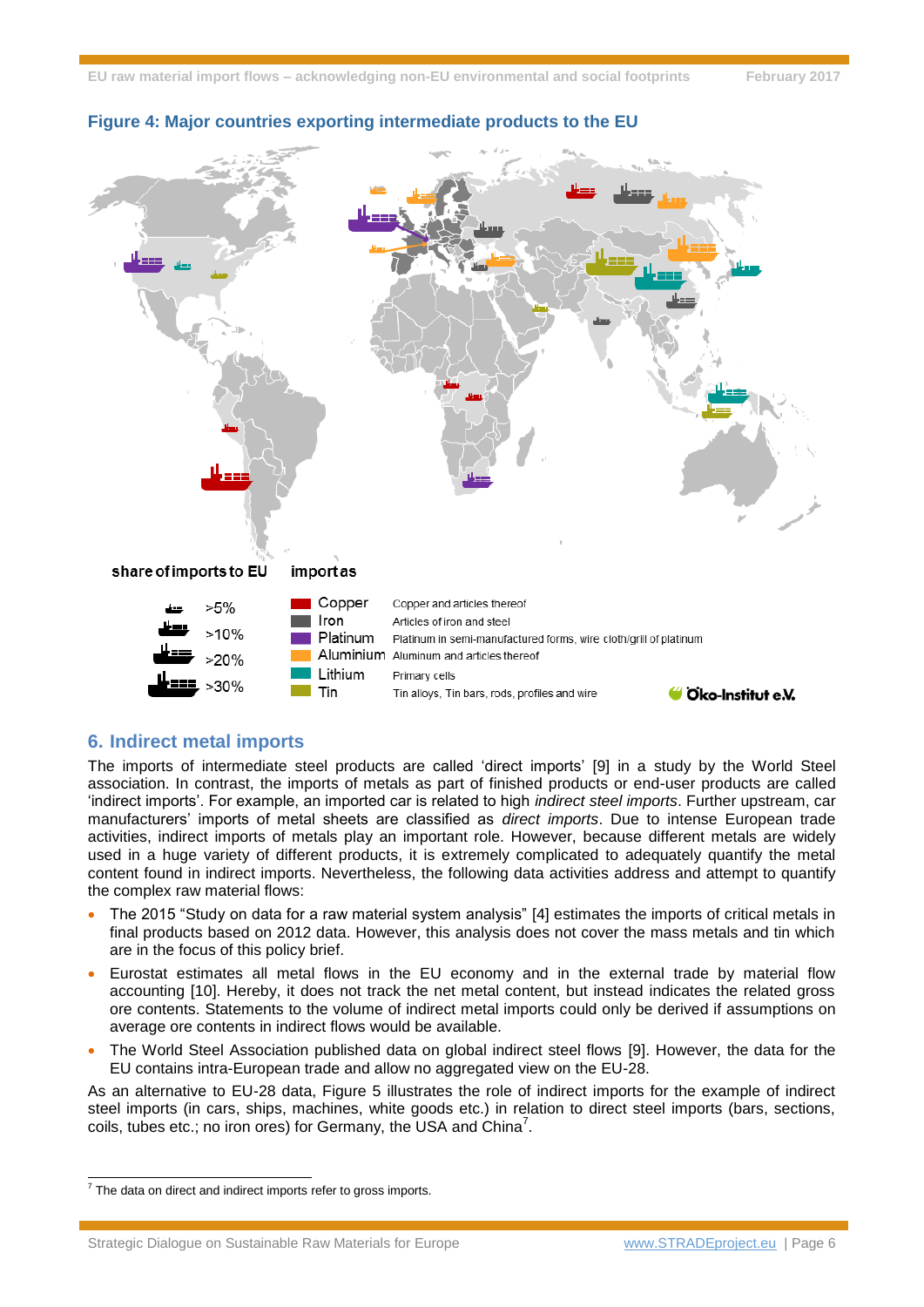**Figure 4: Major countries exporting intermediate products to the EU**

share of imports to EU

| Symbol | Share |
|---|---|
| | >5% |
| | >10% |
| | >20% |
| | >30% |

import as

| Material | Description |
|---|---|
| Copper | Copper and articles thereof |
| Iron | Articles of iron and steel |
| Platinum | Platinum in semi-manufactured forms, wire cloth/grill of platinum |
| Aluminium | Aluminum and articles thereof |
| Lithium | Primary cells |
| Tin | Tin alloys, Tin bars, rods, profiles and wire |

Öko-Institut e.V.

## 6. Indirect metal imports

The imports of intermediate steel products are called 'direct imports' [9] in a study by the World Steel association. In contrast, the imports of metals as part of finished products or end-user products are called 'indirect imports'. For example, an imported car is related to high *indirect steel imports*. Further upstream, car manufacturers' imports of metal sheets are classified as *direct imports*. Due to intense European trade activities, indirect imports of metals play an important role. However, because different metals are widely used in a huge variety of different products, it is extremely complicated to adequately quantify the metal content found in indirect imports. Nevertheless, the following data activities address and attempt to quantify the complex raw material flows:

- The 2015 "Study on data for a raw material system analysis" [4] estimates the imports of critical metals in final products based on 2012 data. However, this analysis does not cover the mass metals and tin which are in the focus of this policy brief.
- Eurostat estimates all metal flows in the EU economy and in the external trade by material flow accounting [10]. Hereby, it does not track the net metal content, but instead indicates the related gross ore contents. Statements to the volume of indirect metal imports could only be derived if assumptions on average ore contents in indirect flows would be available.
- The World Steel Association published data on global indirect steel flows [9]. However, the data for the EU contains intra-European trade and allow no aggregated view on the EU-28.

As an alternative to EU-28 data, Figure 5 illustrates the role of indirect imports for the example of indirect steel imports (in cars, ships, machines, white goods etc.) in relation to direct steel imports (bars, sections, coils, tubes etc.; no iron ores) for Germany, the USA and China[7].

[7] The data on direct and indirect imports refer to gross imports.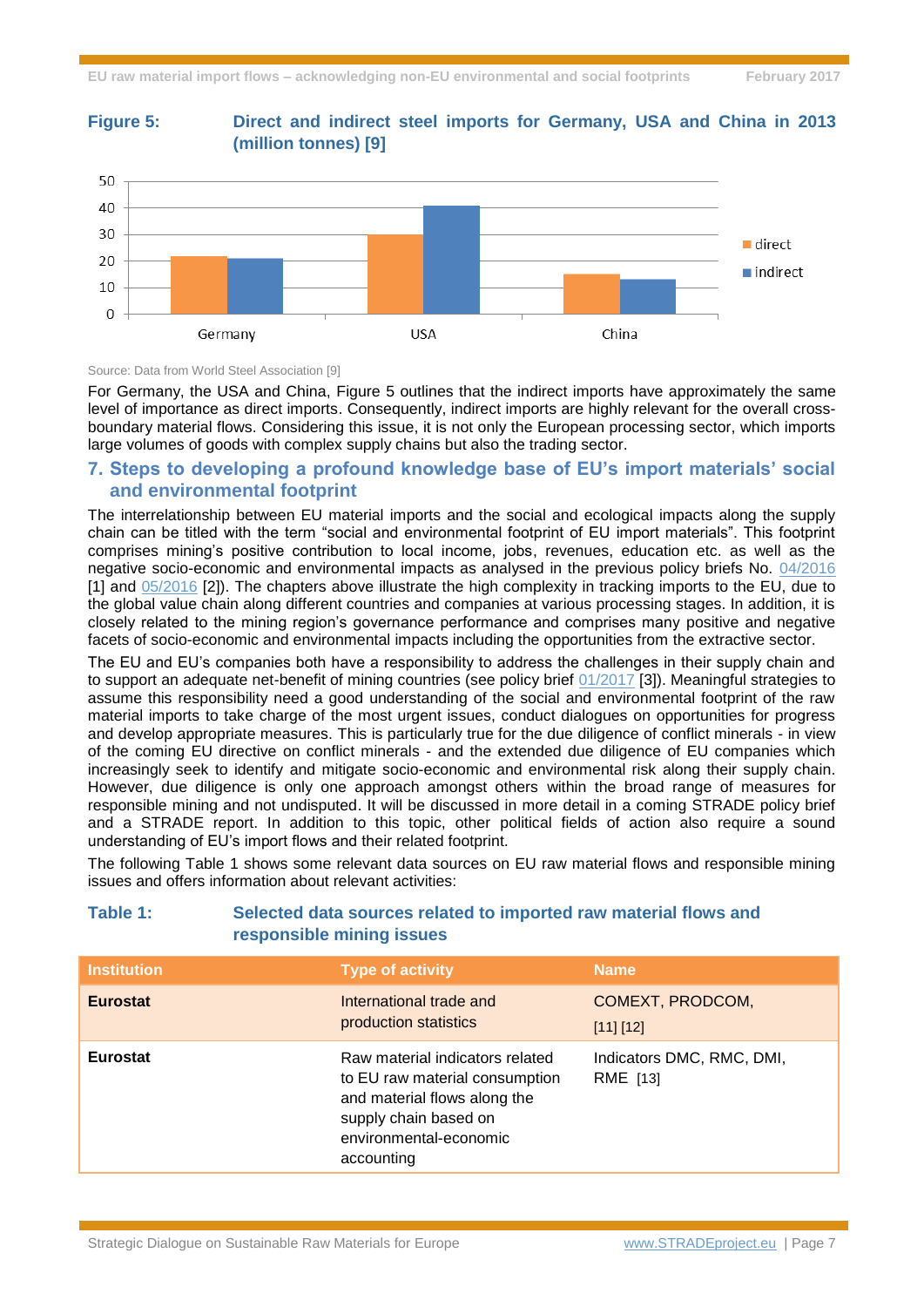**Figure 5: Direct and indirect steel imports for Germany, USA and China in 2013 (million tonnes) [9]**

Source: Data from World Steel Association [9]

For Germany, the USA and China, Figure 5 outlines that the indirect imports have approximately the same level of importance as direct imports. Consequently, indirect imports are highly relevant for the overall cross-boundary material flows. Considering this issue, it is not only the European processing sector, which imports large volumes of goods with complex supply chains but also the trading sector.

## 7. Steps to developing a profound knowledge base of EU's import materials' social and environmental footprint

The interrelationship between EU material imports and the social and ecological impacts along the supply chain can be titled with the term "social and environmental footprint of EU import materials". This footprint comprises mining's positive contribution to local income, jobs, revenues, education etc. as well as the negative socio-economic and environmental impacts as analysed in the previous policy briefs No. 04/2016 [1] and 05/2016 [2]). The chapters above illustrate the high complexity in tracking imports to the EU, due to the global value chain along different countries and companies at various processing stages. In addition, it is closely related to the mining region's governance performance and comprises many positive and negative facets of socio-economic and environmental impacts including the opportunities from the extractive sector.

The EU and EU's companies both have a responsibility to address the challenges in their supply chain and to support an adequate net-benefit of mining countries (see policy brief 01/2017 [3]). Meaningful strategies to assume this responsibility need a good understanding of the social and environmental footprint of the raw material imports to take charge of the most urgent issues, conduct dialogues on opportunities for progress and develop appropriate measures. This is particularly true for the due diligence of conflict minerals - in view of the coming EU directive on conflict minerals - and the extended due diligence of EU companies which increasingly seek to identify and mitigate socio-economic and environmental risk along their supply chain. However, due diligence is only one approach amongst others within the broad range of measures for responsible mining and not undisputed. It will be discussed in more detail in a coming STRADE policy brief and a STRADE report. In addition to this topic, other political fields of action also require a sound understanding of EU's import flows and their related footprint.

The following Table 1 shows some relevant data sources on EU raw material flows and responsible mining issues and offers information about relevant activities:

**Table 1: Selected data sources related to imported raw material flows and responsible mining issues**

| Institution | Type of activity | Name |
|---|---|---|
| **Eurostat** | International trade and production statistics | COMEXT, PRODCOM, [11] [12] |
| **Eurostat** | Raw material indicators related to EU raw material consumption and material flows along the supply chain based on environmental-economic accounting | Indicators DMC, RMC, DMI, RME [13] |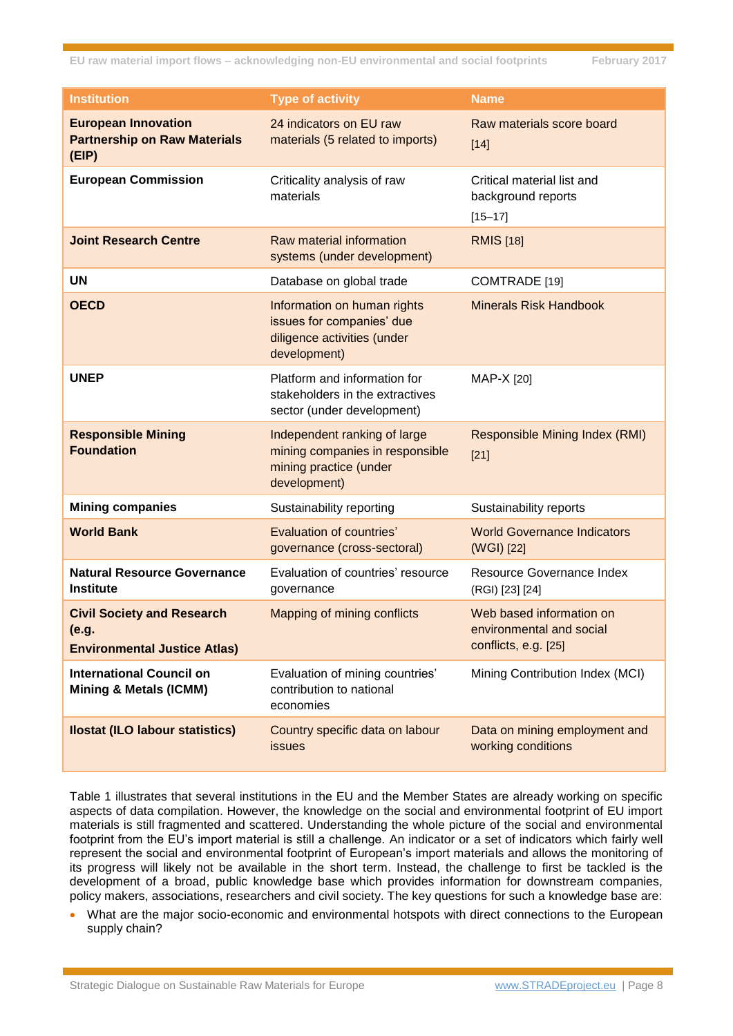| Institution | Type of activity | Name |
|---|---|---|
| **European Innovation Partnership on Raw Materials (EIP)** | 24 indicators on EU raw materials (5 related to imports) | Raw materials score board [14] |
| **European Commission** | Criticality analysis of raw materials | Critical material list and background reports [15–17] |
| **Joint Research Centre** | Raw material information systems (under development) | RMIS [18] |
| **UN** | Database on global trade | COMTRADE [19] |
| **OECD** | Information on human rights issues for companies' due diligence activities (under development) | Minerals Risk Handbook |
| **UNEP** | Platform and information for stakeholders in the extractives sector (under development) | MAP-X [20] |
| **Responsible Mining Foundation** | Independent ranking of large mining companies in responsible mining practice (under development) | Responsible Mining Index (RMI) [21] |
| **Mining companies** | Sustainability reporting | Sustainability reports |
| **World Bank** | Evaluation of countries' governance (cross-sectoral) | World Governance Indicators (WGI) [22] |
| **Natural Resource Governance Institute** | Evaluation of countries' resource governance | Resource Governance Index (RGI) [23] [24] |
| **Civil Society and Research (e.g. Environmental Justice Atlas)** | Mapping of mining conflicts | Web based information on environmental and social conflicts, e.g. [25] |
| **International Council on Mining & Metals (ICMM)** | Evaluation of mining countries' contribution to national economies | Mining Contribution Index (MCI) |
| **Ilostat (ILO labour statistics)** | Country specific data on labour issues | Data on mining employment and working conditions |

Table 1 illustrates that several institutions in the EU and the Member States are already working on specific aspects of data compilation. However, the knowledge on the social and environmental footprint of EU import materials is still fragmented and scattered. Understanding the whole picture of the social and environmental footprint from the EU's import material is still a challenge. An indicator or a set of indicators which fairly well represent the social and environmental footprint of European's import materials and allows the monitoring of its progress will likely not be available in the short term. Instead, the challenge to first be tackled is the development of a broad, public knowledge base which provides information for downstream companies, policy makers, associations, researchers and civil society. The key questions for such a knowledge base are:

- What are the major socio-economic and environmental hotspots with direct connections to the European supply chain?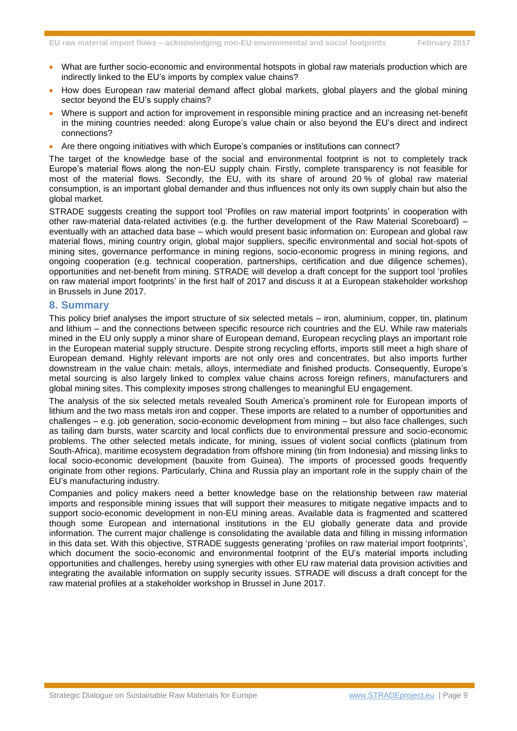- What are further socio-economic and environmental hotspots in global raw materials production which are indirectly linked to the EU's imports by complex value chains?
- How does European raw material demand affect global markets, global players and the global mining sector beyond the EU's supply chains?
- Where is support and action for improvement in responsible mining practice and an increasing net-benefit in the mining countries needed: along Europe's value chain or also beyond the EU's direct and indirect connections?
- Are there ongoing initiatives with which Europe's companies or institutions can connect?

The target of the knowledge base of the social and environmental footprint is not to completely track Europe's material flows along the non-EU supply chain. Firstly, complete transparency is not feasible for most of the material flows. Secondly, the EU, with its share of around 20 % of global raw material consumption, is an important global demander and thus influences not only its own supply chain but also the global market.

STRADE suggests creating the support tool 'Profiles on raw material import footprints' in cooperation with other raw-material data-related activities (e.g. the further development of the Raw Material Scoreboard) – eventually with an attached data base – which would present basic information on: European and global raw material flows, mining country origin, global major suppliers, specific environmental and social hot-spots of mining sites, governance performance in mining regions, socio-economic progress in mining regions, and ongoing cooperation (e.g. technical cooperation, partnerships, certification and due diligence schemes), opportunities and net-benefit from mining. STRADE will develop a draft concept for the support tool 'profiles on raw material import footprints' in the first half of 2017 and discuss it at a European stakeholder workshop in Brussels in June 2017.

## 8. Summary

This policy brief analyses the import structure of six selected metals – iron, aluminium, copper, tin, platinum and lithium – and the connections between specific resource rich countries and the EU. While raw materials mined in the EU only supply a minor share of European demand, European recycling plays an important role in the European material supply structure. Despite strong recycling efforts, imports still meet a high share of European demand. Highly relevant imports are not only ores and concentrates, but also imports further downstream in the value chain: metals, alloys, intermediate and finished products. Consequently, Europe's metal sourcing is also largely linked to complex value chains across foreign refiners, manufacturers and global mining sites. This complexity imposes strong challenges to meaningful EU engagement.

The analysis of the six selected metals revealed South America's prominent role for European imports of lithium and the two mass metals iron and copper. These imports are related to a number of opportunities and challenges – e.g. job generation, socio-economic development from mining – but also face challenges, such as tailing dam bursts, water scarcity and local conflicts due to environmental pressure and socio-economic problems. The other selected metals indicate, for mining, issues of violent social conflicts (platinum from South-Africa), maritime ecosystem degradation from offshore mining (tin from Indonesia) and missing links to local socio-economic development (bauxite from Guinea). The imports of processed goods frequently originate from other regions. Particularly, China and Russia play an important role in the supply chain of the EU's manufacturing industry.

Companies and policy makers need a better knowledge base on the relationship between raw material imports and responsible mining issues that will support their measures to mitigate negative impacts and to support socio-economic development in non-EU mining areas. Available data is fragmented and scattered though some European and international institutions in the EU globally generate data and provide information. The current major challenge is consolidating the available data and filling in missing information in this data set. With this objective, STRADE suggests generating 'profiles on raw material import footprints', which document the socio-economic and environmental footprint of the EU's material imports including opportunities and challenges, hereby using synergies with other EU raw material data provision activities and integrating the available information on supply security issues. STRADE will discuss a draft concept for the raw material profiles at a stakeholder workshop in Brussel in June 2017.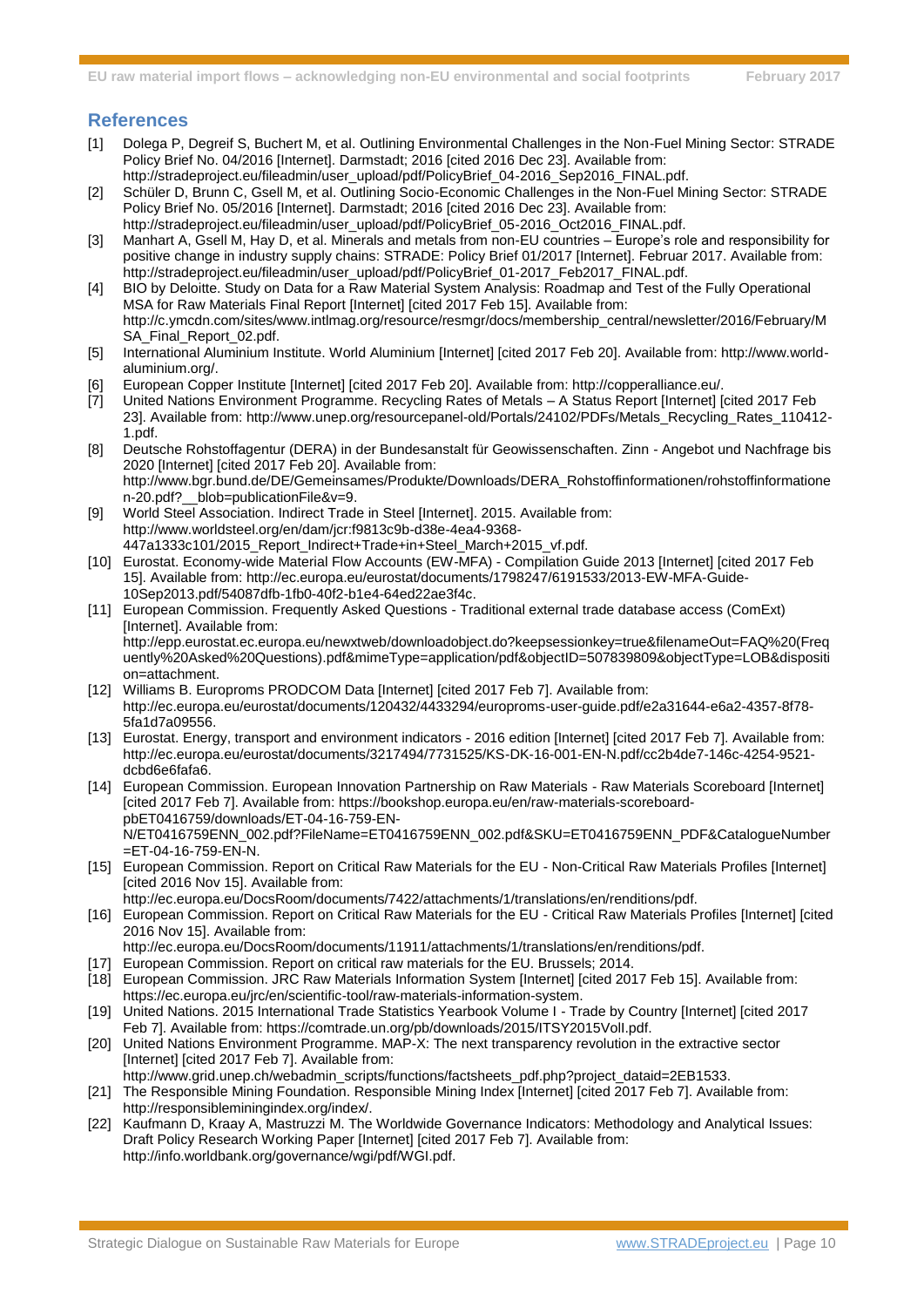## References

[1] Dolega P, Degreif S, Buchert M, et al. Outlining Environmental Challenges in the Non-Fuel Mining Sector: STRADE Policy Brief No. 04/2016 [Internet]. Darmstadt; 2016 [cited 2016 Dec 23]. Available from: http://stradeproject.eu/fileadmin/user_upload/pdf/PolicyBrief_04-2016_Sep2016_FINAL.pdf.

[2] Schüler D, Brunn C, Gsell M, et al. Outlining Socio-Economic Challenges in the Non-Fuel Mining Sector: STRADE Policy Brief No. 05/2016 [Internet]. Darmstadt; 2016 [cited 2016 Dec 23]. Available from: http://stradeproject.eu/fileadmin/user_upload/pdf/PolicyBrief_05-2016_Oct2016_FINAL.pdf.

[3] Manhart A, Gsell M, Hay D, et al. Minerals and metals from non-EU countries – Europe's role and responsibility for positive change in industry supply chains: STRADE: Policy Brief 01/2017 [Internet]. Februar 2017. Available from: http://stradeproject.eu/fileadmin/user_upload/pdf/PolicyBrief_01-2017_Feb2017_FINAL.pdf.

[4] BIO by Deloitte. Study on Data for a Raw Material System Analysis: Roadmap and Test of the Fully Operational MSA for Raw Materials Final Report [Internet] [cited 2017 Feb 15]. Available from: http://c.ymcdn.com/sites/www.intlmag.org/resource/resmgr/docs/membership_central/newsletter/2016/February/MSA_Final_Report_02.pdf.

[5] International Aluminium Institute. World Aluminium [Internet] [cited 2017 Feb 20]. Available from: http://www.world-aluminium.org/.

[6] European Copper Institute [Internet] [cited 2017 Feb 20]. Available from: http://copperalliance.eu/.

[7] United Nations Environment Programme. Recycling Rates of Metals – A Status Report [Internet] [cited 2017 Feb 23]. Available from: http://www.unep.org/resourcepanel-old/Portals/24102/PDFs/Metals_Recycling_Rates_110412-1.pdf.

[8] Deutsche Rohstoffagentur (DERA) in der Bundesanstalt für Geowissenschaften. Zinn - Angebot und Nachfrage bis 2020 [Internet] [cited 2017 Feb 20]. Available from: http://www.bgr.bund.de/DE/Gemeinsames/Produkte/Downloads/DERA_Rohstoffinformationen/rohstoffinformationen-20.pdf?__blob=publicationFile&v=9.

[9] World Steel Association. Indirect Trade in Steel [Internet]. 2015. Available from: http://www.worldsteel.org/en/dam/jcr:f9813c9b-d38e-4ea4-9368-447a1333c101/2015_Report_Indirect+Trade+in+Steel_March+2015_vf.pdf.

[10] Eurostat. Economy-wide Material Flow Accounts (EW-MFA) - Compilation Guide 2013 [Internet] [cited 2017 Feb 15]. Available from: http://ec.europa.eu/eurostat/documents/1798247/6191533/2013-EW-MFA-Guide-10Sep2013.pdf/54087dfb-1fb0-40f2-b1e4-64ed22ae3f4c.

[11] European Commission. Frequently Asked Questions - Traditional external trade database access (ComExt) [Internet]. Available from: http://epp.eurostat.ec.europa.eu/newxtweb/downloadobject.do?keepsessionkey=true&filenameOut=FAQ%20(Frequently%20Asked%20Questions).pdf&mimeType=application/pdf&objectID=507839809&objectType=LOB&disposition=attachment.

[12] Williams B. Europroms PRODCOM Data [Internet] [cited 2017 Feb 7]. Available from: http://ec.europa.eu/eurostat/documents/120432/4433294/europroms-user-guide.pdf/e2a31644-e6a2-4357-8f78-5fa1d7a09556.

[13] Eurostat. Energy, transport and environment indicators - 2016 edition [Internet] [cited 2017 Feb 7]. Available from: http://ec.europa.eu/eurostat/documents/3217494/7731525/KS-DK-16-001-EN-N.pdf/cc2b4de7-146c-4254-9521-dcbd6e6fafa6.

[14] European Commission. European Innovation Partnership on Raw Materials - Raw Materials Scoreboard [Internet] [cited 2017 Feb 7]. Available from: https://bookshop.europa.eu/en/raw-materials-scoreboard-pbET0416759/downloads/ET-04-16-759-EN-N/ET0416759ENN_002.pdf?FileName=ET0416759ENN_002.pdf&SKU=ET0416759ENN_PDF&CatalogueNumber=ET-04-16-759-EN-N.

[15] European Commission. Report on Critical Raw Materials for the EU - Non-Critical Raw Materials Profiles [Internet] [cited 2016 Nov 15]. Available from: http://ec.europa.eu/DocsRoom/documents/7422/attachments/1/translations/en/renditions/pdf.

[16] European Commission. Report on Critical Raw Materials for the EU - Critical Raw Materials Profiles [Internet] [cited 2016 Nov 15]. Available from: http://ec.europa.eu/DocsRoom/documents/11911/attachments/1/translations/en/renditions/pdf.

[17] European Commission. Report on critical raw materials for the EU. Brussels; 2014.

[18] European Commission. JRC Raw Materials Information System [Internet] [cited 2017 Feb 15]. Available from: https://ec.europa.eu/jrc/en/scientific-tool/raw-materials-information-system.

[19] United Nations. 2015 International Trade Statistics Yearbook Volume I - Trade by Country [Internet] [cited 2017 Feb 7]. Available from: https://comtrade.un.org/pb/downloads/2015/ITSY2015VolI.pdf.

[20] United Nations Environment Programme. MAP-X: The next transparency revolution in the extractive sector [Internet] [cited 2017 Feb 7]. Available from: http://www.grid.unep.ch/webadmin_scripts/functions/factsheets_pdf.php?project_dataid=2EB1533.

[21] The Responsible Mining Foundation. Responsible Mining Index [Internet] [cited 2017 Feb 7]. Available from: http://responsibleminingindex.org/index/.

[22] Kaufmann D, Kraay A, Mastruzzi M. The Worldwide Governance Indicators: Methodology and Analytical Issues: Draft Policy Research Working Paper [Internet] [cited 2017 Feb 7]. Available from: http://info.worldbank.org/governance/wgi/pdf/WGI.pdf.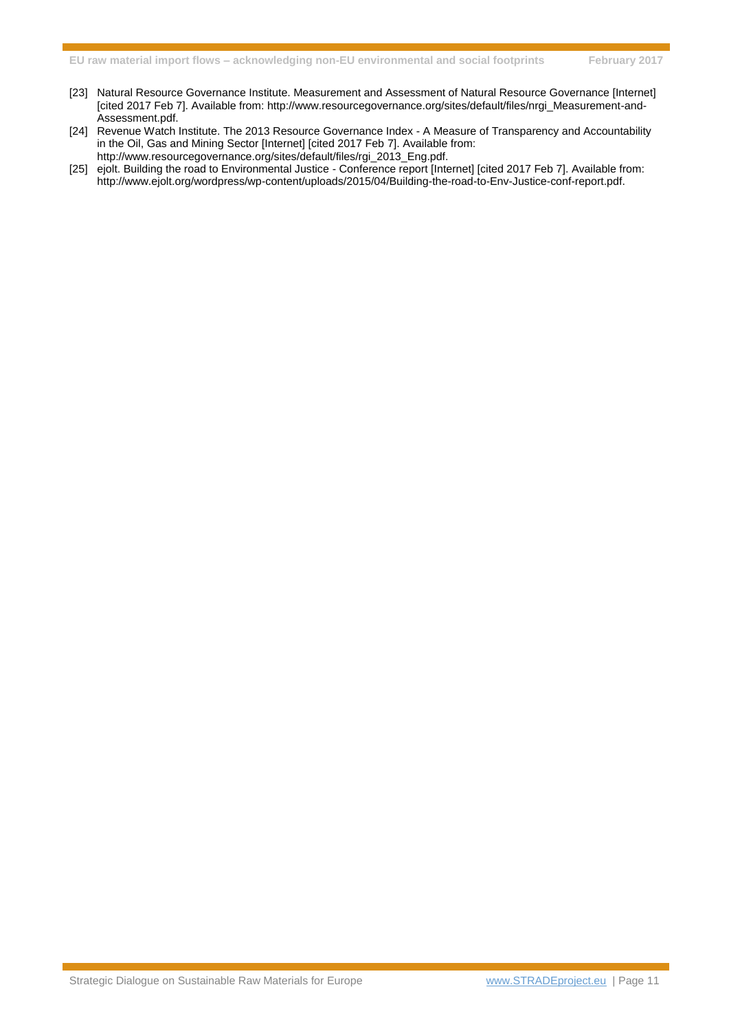[23] Natural Resource Governance Institute. Measurement and Assessment of Natural Resource Governance [Internet] [cited 2017 Feb 7]. Available from: http://www.resourcegovernance.org/sites/default/files/nrgi_Measurement-and-Assessment.pdf.

[24] Revenue Watch Institute. The 2013 Resource Governance Index - A Measure of Transparency and Accountability in the Oil, Gas and Mining Sector [Internet] [cited 2017 Feb 7]. Available from: http://www.resourcegovernance.org/sites/default/files/rgi_2013_Eng.pdf.

[25] ejolt. Building the road to Environmental Justice - Conference report [Internet] [cited 2017 Feb 7]. Available from: http://www.ejolt.org/wordpress/wp-content/uploads/2015/04/Building-the-road-to-Env-Justice-conf-report.pdf.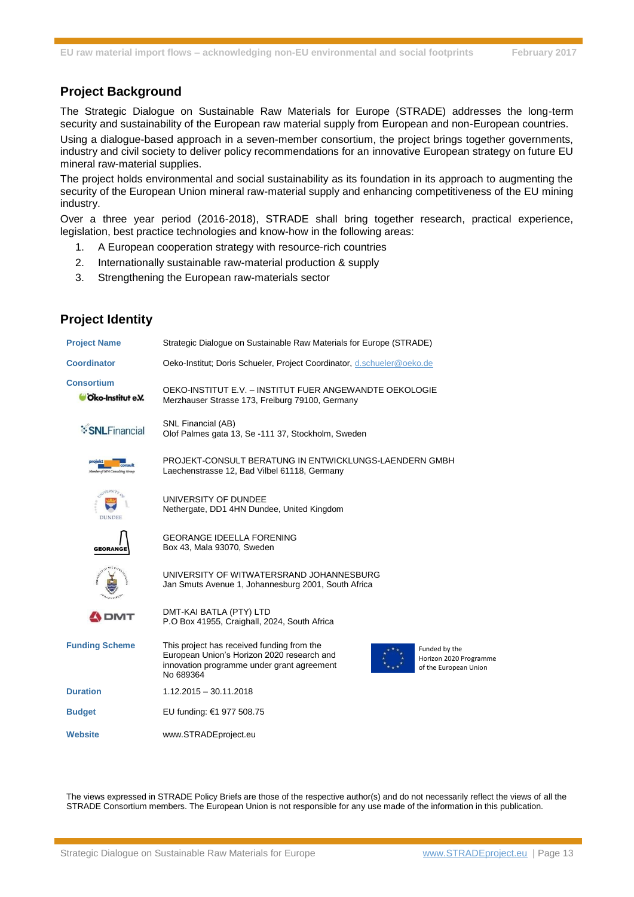## Project Background

The Strategic Dialogue on Sustainable Raw Materials for Europe (STRADE) addresses the long-term security and sustainability of the European raw material supply from European and non-European countries.

Using a dialogue-based approach in a seven-member consortium, the project brings together governments, industry and civil society to deliver policy recommendations for an innovative European strategy on future EU mineral raw-material supplies.

The project holds environmental and social sustainability as its foundation in its approach to augmenting the security of the European Union mineral raw-material supply and enhancing competitiveness of the EU mining industry.

Over a three year period (2016-2018), STRADE shall bring together research, practical experience, legislation, best practice technologies and know-how in the following areas:

1. A European cooperation strategy with resource-rich countries
2. Internationally sustainable raw-material production & supply
3. Strengthening the European raw-materials sector

## Project Identity

| | |
|---|---|
| **Project Name** | Strategic Dialogue on Sustainable Raw Materials for Europe (STRADE) |
| **Coordinator** | Oeko-Institut; Doris Schueler, Project Coordinator, d.schueler@oeko.de |
| **Consortium** Öko-Institut e.V. | OEKO-INSTITUT E.V. – INSTITUT FUER ANGEWANDTE OEKOLOGIE<br>Merzhauser Strasse 173, Freiburg 79100, Germany |
| SNLFinancial | SNL Financial (AB)<br>Olof Palmes gata 13, Se -111 37, Stockholm, Sweden |
| projekt consult | PROJEKT-CONSULT BERATUNG IN ENTWICKLUNGS-LAENDERN GMBH<br>Laechenstrasse 12, Bad Vilbel 61118, Germany |
| DUNDEE | UNIVERSITY OF DUNDEE<br>Nethergate, DD1 4HN Dundee, United Kingdom |
| GEORANGE | GEORANGE IDEELLA FORENING<br>Box 43, Mala 93070, Sweden |
| | UNIVERSITY OF WITWATERSRAND JOHANNESBURG<br>Jan Smuts Avenue 1, Johannesburg 2001, South Africa |
| DMT | DMT-KAI BATLA (PTY) LTD<br>P.O Box 41955, Craighall, 2024, South Africa |
| **Funding Scheme** | This project has received funding from the European Union's Horizon 2020 research and innovation programme under grant agreement No 689364<br>Funded by the Horizon 2020 Programme of the European Union |
| **Duration** | 1.12.2015 – 30.11.2018 |
| **Budget** | EU funding: €1 977 508.75 |
| **Website** | www.STRADEproject.eu |

The views expressed in STRADE Policy Briefs are those of the respective author(s) and do not necessarily reflect the views of all the STRADE Consortium members. The European Union is not responsible for any use made of the information in this publication.